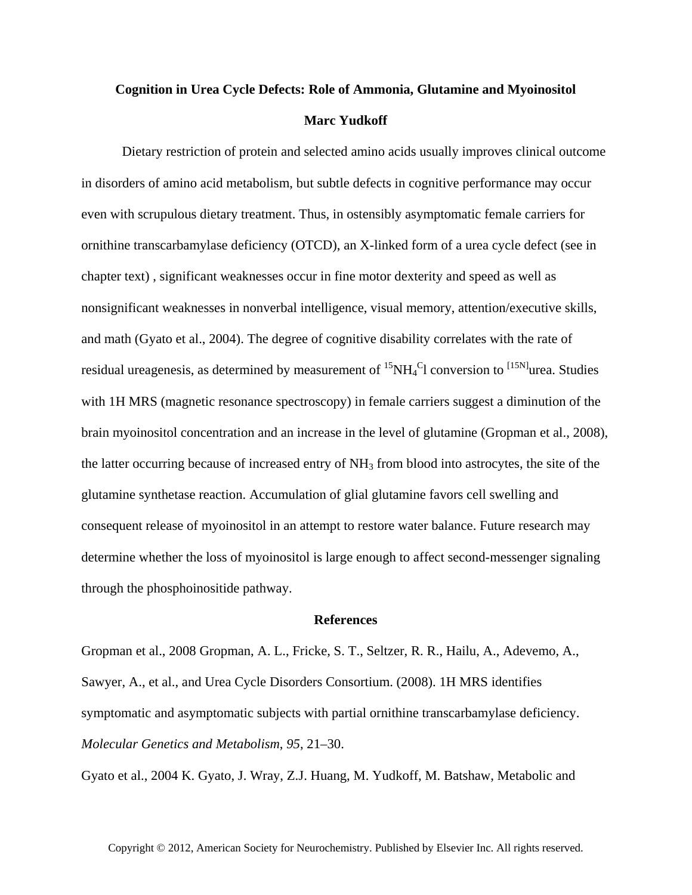# Cognition in Urea Cycle Defects: Role of Ammonia, Glutamine and Myoinositol

**Marc Yudkoff**

Dietary restriction of protein and selected amino acids usually improves clinical outcome in disorders of amino acid metabolism, but subtle defects in cognitive performance may occur even with scrupulous dietary treatment. Thus, in ostensibly asymptomatic female carriers for ornithine transcarbamylase deficiency (OTCD), an X-linked form of a urea cycle defect (see in chapter text) , significant weaknesses occur in fine motor dexterity and speed as well as nonsignificant weaknesses in nonverbal intelligence, visual memory, attention/executive skills, and math (Gyato et al., 2004). The degree of cognitive disability correlates with the rate of residual ureagenesis, as determined by measurement of $^{15}NH_4{}^{C}l$ conversion to $^{[15N]}$urea. Studies with 1H MRS (magnetic resonance spectroscopy) in female carriers suggest a diminution of the brain myoinositol concentration and an increase in the level of glutamine (Gropman et al., 2008), the latter occurring because of increased entry of $NH_3$ from blood into astrocytes, the site of the glutamine synthetase reaction. Accumulation of glial glutamine favors cell swelling and consequent release of myoinositol in an attempt to restore water balance. Future research may determine whether the loss of myoinositol is large enough to affect second-messenger signaling through the phosphoinositide pathway.

## References

Gropman et al., 2008 Gropman, A. L., Fricke, S. T., Seltzer, R. R., Hailu, A., Adevemo, A., Sawyer, A., et al., and Urea Cycle Disorders Consortium. (2008). 1H MRS identifies symptomatic and asymptomatic subjects with partial ornithine transcarbamylase deficiency. *Molecular Genetics and Metabolism*, *95*, 21–30.

Gyato et al., 2004 K. Gyato, J. Wray, Z.J. Huang, M. Yudkoff, M. Batshaw, Metabolic and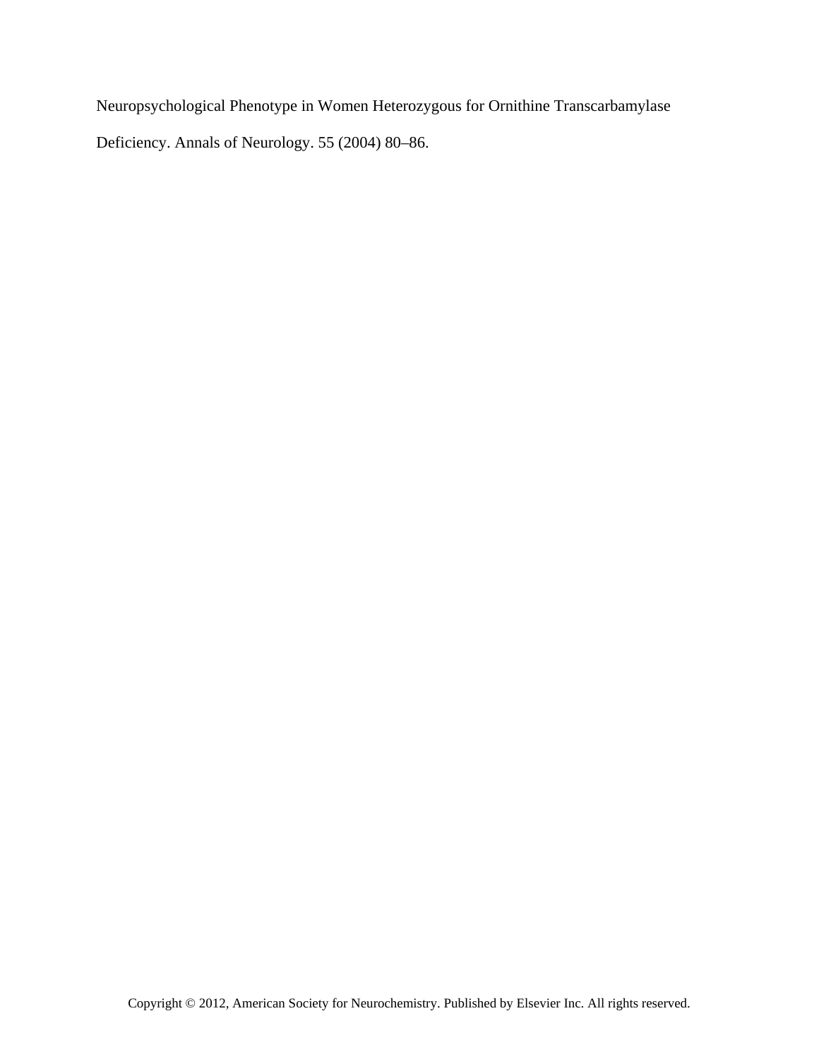Neuropsychological Phenotype in Women Heterozygous for Ornithine Transcarbamylase Deficiency. Annals of Neurology. 55 (2004) 80–86.

Copyright © 2012, American Society for Neurochemistry. Published by Elsevier Inc. All rights reserved.